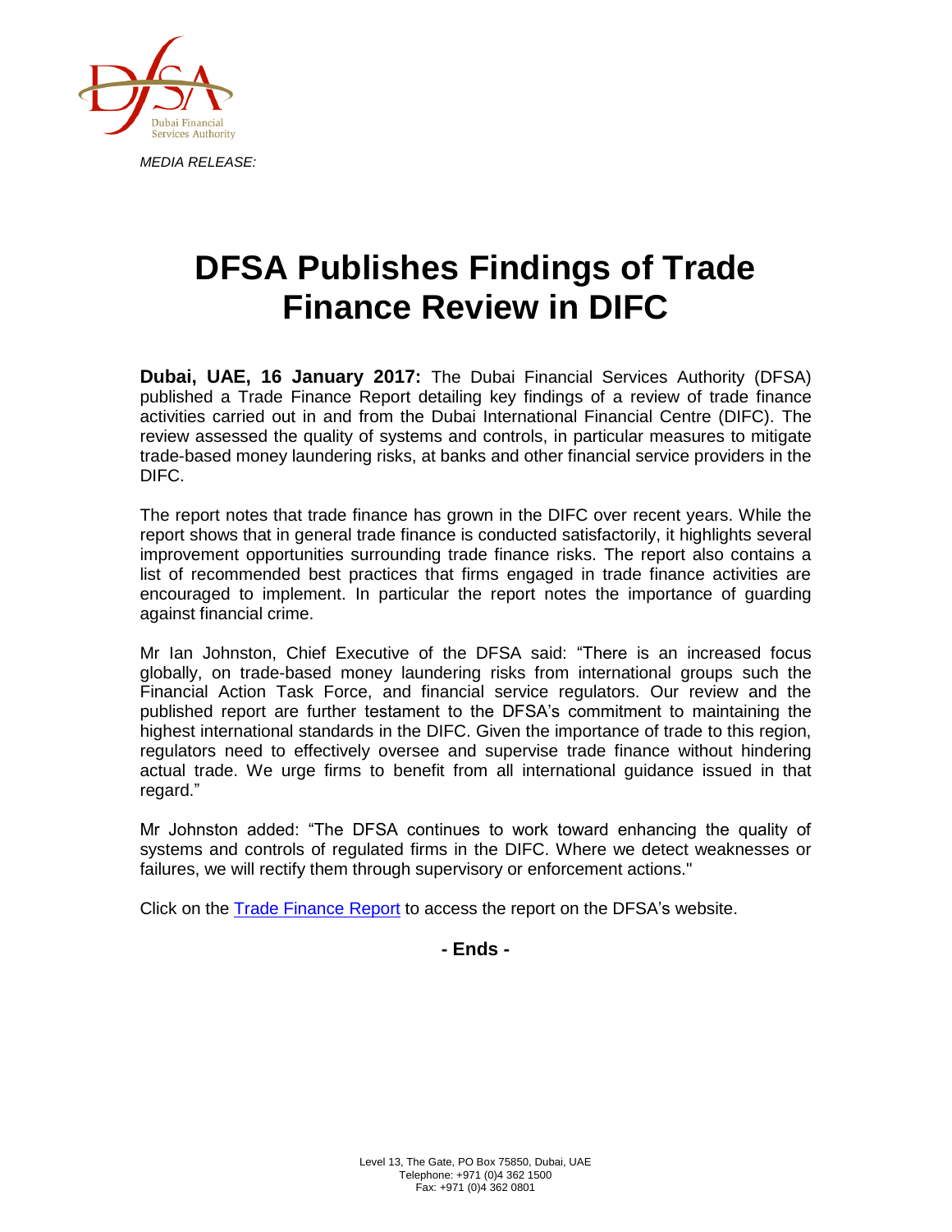*MEDIA RELEASE:*

# DFSA Publishes Findings of Trade Finance Review in DIFC

**Dubai, UAE, 16 January 2017:** The Dubai Financial Services Authority (DFSA) published a Trade Finance Report detailing key findings of a review of trade finance activities carried out in and from the Dubai International Financial Centre (DIFC). The review assessed the quality of systems and controls, in particular measures to mitigate trade-based money laundering risks, at banks and other financial service providers in the DIFC.

The report notes that trade finance has grown in the DIFC over recent years. While the report shows that in general trade finance is conducted satisfactorily, it highlights several improvement opportunities surrounding trade finance risks. The report also contains a list of recommended best practices that firms engaged in trade finance activities are encouraged to implement. In particular the report notes the importance of guarding against financial crime.

Mr Ian Johnston, Chief Executive of the DFSA said: "There is an increased focus globally, on trade-based money laundering risks from international groups such the Financial Action Task Force, and financial service regulators. Our review and the published report are further testament to the DFSA's commitment to maintaining the highest international standards in the DIFC. Given the importance of trade to this region, regulators need to effectively oversee and supervise trade finance without hindering actual trade. We urge firms to benefit from all international guidance issued in that regard."

Mr Johnston added: "The DFSA continues to work toward enhancing the quality of systems and controls of regulated firms in the DIFC. Where we detect weaknesses or failures, we will rectify them through supervisory or enforcement actions."

Click on the [Trade Finance Report] to access the report on the DFSA's website.

**- Ends -**

Level 13, The Gate, PO Box 75850, Dubai, UAE
Telephone: +971 (0)4 362 1500
Fax: +971 (0)4 362 0801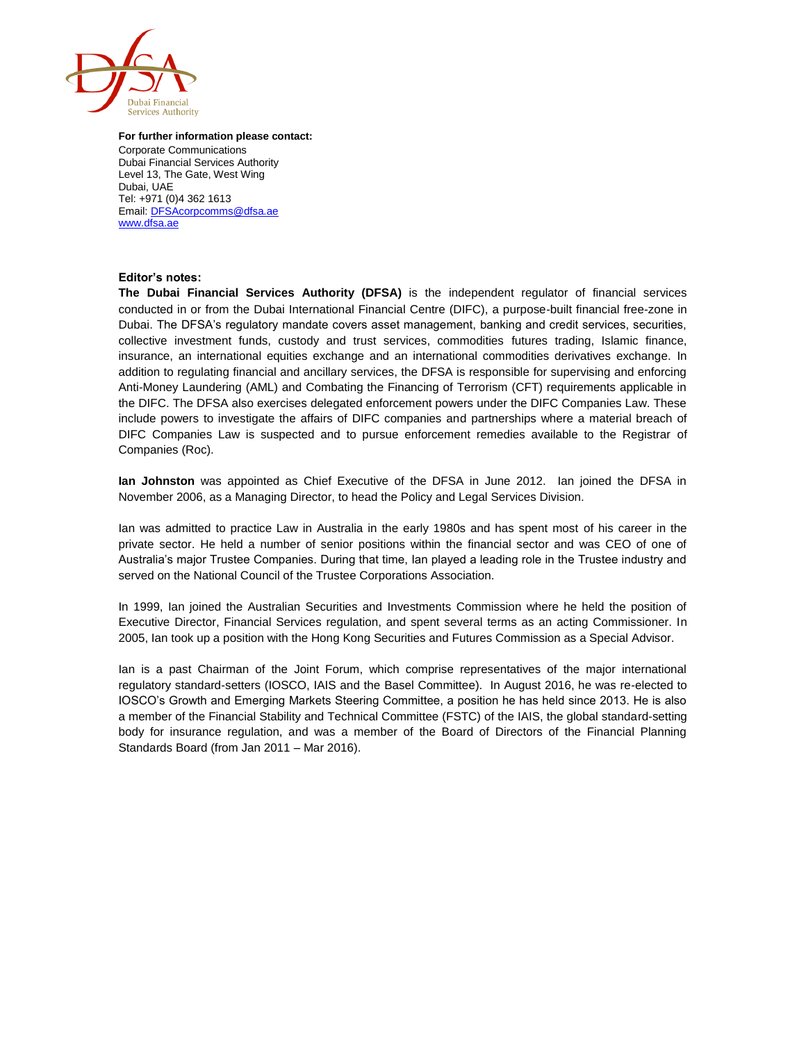**For further information please contact:**
Corporate Communications
Dubai Financial Services Authority
Level 13, The Gate, West Wing
Dubai, UAE
Tel: +971 (0)4 362 1613
Email: [DFSAcorpcomms@dfsa.ae](mailto:DFSAcorpcomms@dfsa.ae)
[www.dfsa.ae](http://www.dfsa.ae)

**Editor's notes:**

**The Dubai Financial Services Authority (DFSA)** is the independent regulator of financial services conducted in or from the Dubai International Financial Centre (DIFC), a purpose-built financial free-zone in Dubai. The DFSA's regulatory mandate covers asset management, banking and credit services, securities, collective investment funds, custody and trust services, commodities futures trading, Islamic finance, insurance, an international equities exchange and an international commodities derivatives exchange. In addition to regulating financial and ancillary services, the DFSA is responsible for supervising and enforcing Anti-Money Laundering (AML) and Combating the Financing of Terrorism (CFT) requirements applicable in the DIFC. The DFSA also exercises delegated enforcement powers under the DIFC Companies Law. These include powers to investigate the affairs of DIFC companies and partnerships where a material breach of DIFC Companies Law is suspected and to pursue enforcement remedies available to the Registrar of Companies (Roc).

**Ian Johnston** was appointed as Chief Executive of the DFSA in June 2012. Ian joined the DFSA in November 2006, as a Managing Director, to head the Policy and Legal Services Division.

Ian was admitted to practice Law in Australia in the early 1980s and has spent most of his career in the private sector. He held a number of senior positions within the financial sector and was CEO of one of Australia's major Trustee Companies. During that time, Ian played a leading role in the Trustee industry and served on the National Council of the Trustee Corporations Association.

In 1999, Ian joined the Australian Securities and Investments Commission where he held the position of Executive Director, Financial Services regulation, and spent several terms as an acting Commissioner. In 2005, Ian took up a position with the Hong Kong Securities and Futures Commission as a Special Advisor.

Ian is a past Chairman of the Joint Forum, which comprise representatives of the major international regulatory standard-setters (IOSCO, IAIS and the Basel Committee). In August 2016, he was re-elected to IOSCO's Growth and Emerging Markets Steering Committee, a position he has held since 2013. He is also a member of the Financial Stability and Technical Committee (FSTC) of the IAIS, the global standard-setting body for insurance regulation, and was a member of the Board of Directors of the Financial Planning Standards Board (from Jan 2011 – Mar 2016).